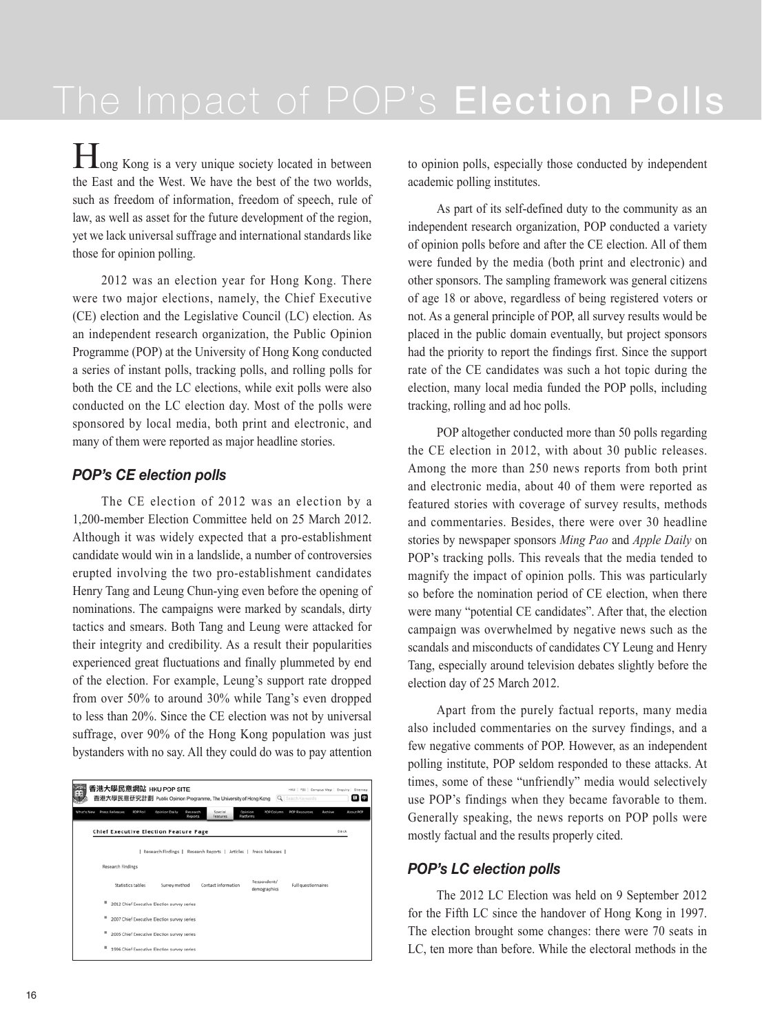# The Impact of POP's Election Polls

Hong Kong is a very unique society located in between the East and the West. We have the best of the two worlds, such as freedom of information, freedom of speech, rule of law, as well as asset for the future development of the region, yet we lack universal suffrage and international standards like those for opinion polling.

2012 was an election year for Hong Kong. There were two major elections, namely, the Chief Executive (CE) election and the Legislative Council (LC) election. As an independent research organization, the Public Opinion Programme (POP) at the University of Hong Kong conducted a series of instant polls, tracking polls, and rolling polls for both the CE and the LC elections, while exit polls were also conducted on the LC election day. Most of the polls were sponsored by local media, both print and electronic, and many of them were reported as major headline stories.

### *POP's CE election polls*

The CE election of 2012 was an election by a 1,200-member Election Committee held on 25 March 2012. Although it was widely expected that a pro-establishment candidate would win in a landslide, a number of controversies erupted involving the two pro-establishment candidates Henry Tang and Leung Chun-ying even before the opening of nominations. The campaigns were marked by scandals, dirty tactics and smears. Both Tang and Leung were attacked for their integrity and credibility. As a result their popularities experienced great fluctuations and finally plummeted by end of the election. For example, Leung's support rate dropped from over 50% to around 30% while Tang's even dropped to less than 20%. Since the CE election was not by universal suffrage, over 90% of the Hong Kong population was just bystanders with no say. All they could do was to pay attention to opinion polls, especially those conducted by independent academic polling institutes.

As part of its self-defined duty to the community as an independent research organization, POP conducted a variety of opinion polls before and after the CE election. All of them were funded by the media (both print and electronic) and other sponsors. The sampling framework was general citizens of age 18 or above, regardless of being registered voters or not. As a general principle of POP, all survey results would be placed in the public domain eventually, but project sponsors had the priority to report the findings first. Since the support rate of the CE candidates was such a hot topic during the election, many local media funded the POP polls, including tracking, rolling and ad hoc polls.

POP altogether conducted more than 50 polls regarding the CE election in 2012, with about 30 public releases. Among the more than 250 news reports from both print and electronic media, about 40 of them were reported as featured stories with coverage of survey results, methods and commentaries. Besides, there were over 30 headline stories by newspaper sponsors *Ming Pao* and *Apple Daily* on POP's tracking polls. This reveals that the media tended to magnify the impact of opinion polls. This was particularly so before the nomination period of CE election, when there were many "potential CE candidates". After that, the election campaign was overwhelmed by negative news such as the scandals and misconducts of candidates CY Leung and Henry Tang, especially around television debates slightly before the election day of 25 March 2012.

Apart from the purely factual reports, many media also included commentaries on the survey findings, and a few negative comments of POP. However, as an independent polling institute, POP seldom responded to these attacks. At times, some of these "unfriendly" media would selectively use POP's findings when they became favorable to them. Generally speaking, the news reports on POP polls were mostly factual and the results properly cited.

### *POP's LC election polls*

The 2012 LC Election was held on 9 September 2012 for the Fifth LC since the handover of Hong Kong in 1997. The election brought some changes: there were 70 seats in LC, ten more than before. While the electoral methods in the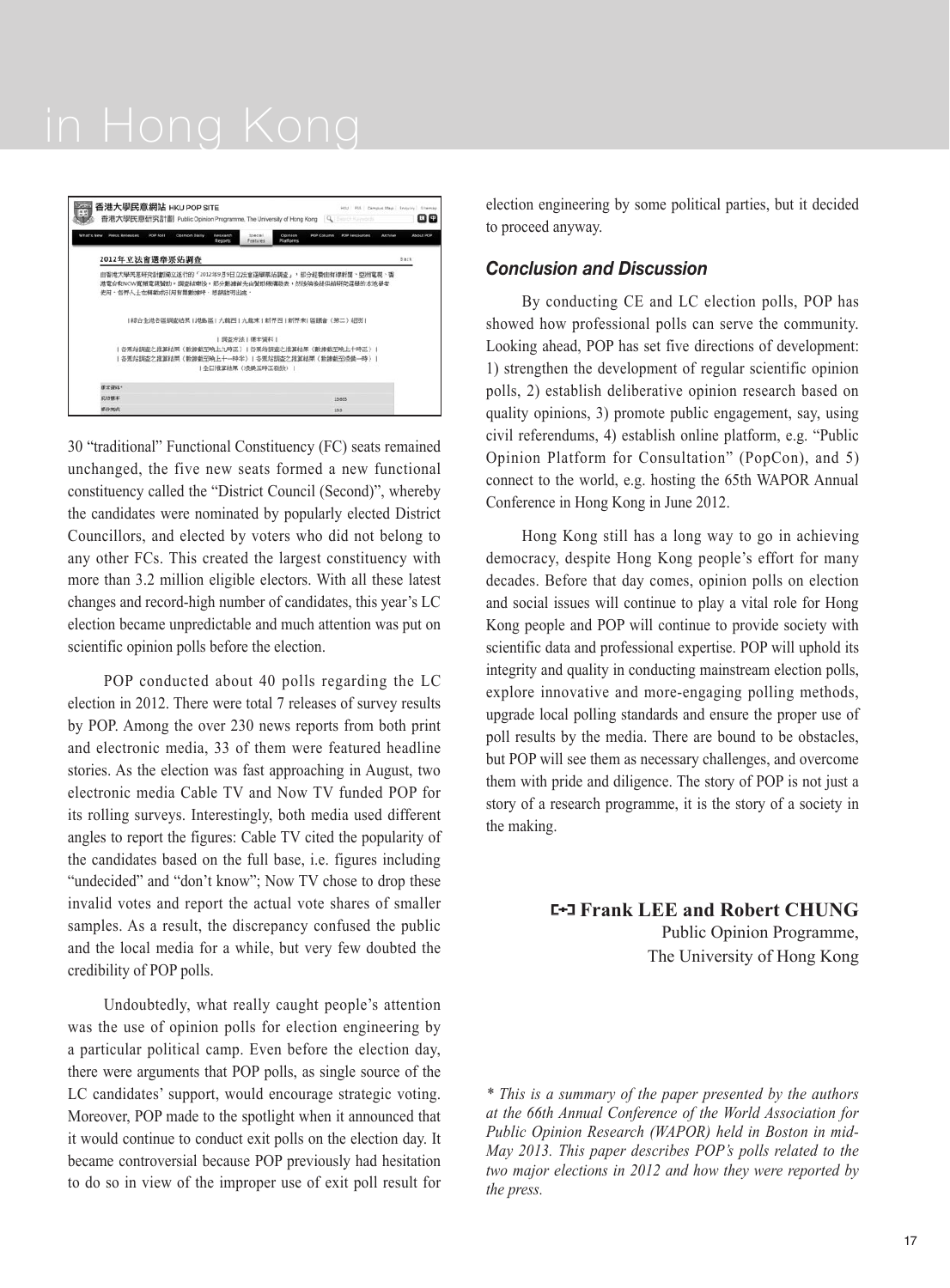30 "traditional" Functional Constituency (FC) seats remained unchanged, the five new seats formed a new functional constituency called the "District Council (Second)", whereby the candidates were nominated by popularly elected District Councillors, and elected by voters who did not belong to any other FCs. This created the largest constituency with more than 3.2 million eligible electors. With all these latest changes and record-high number of candidates, this year's LC election became unpredictable and much attention was put on scientific opinion polls before the election.

POP conducted about 40 polls regarding the LC election in 2012. There were total 7 releases of survey results by POP. Among the over 230 news reports from both print and electronic media, 33 of them were featured headline stories. As the election was fast approaching in August, two electronic media Cable TV and Now TV funded POP for its rolling surveys. Interestingly, both media used different angles to report the figures: Cable TV cited the popularity of the candidates based on the full base, i.e. figures including "undecided" and "don't know"; Now TV chose to drop these invalid votes and report the actual vote shares of smaller samples. As a result, the discrepancy confused the public and the local media for a while, but very few doubted the credibility of POP polls.

Undoubtedly, what really caught people's attention was the use of opinion polls for election engineering by a particular political camp. Even before the election day, there were arguments that POP polls, as single source of the LC candidates' support, would encourage strategic voting. Moreover, POP made to the spotlight when it announced that it would continue to conduct exit polls on the election day. It became controversial because POP previously had hesitation to do so in view of the improper use of exit poll result for election engineering by some political parties, but it decided to proceed anyway.

### Conclusion and Discussion

By conducting CE and LC election polls, POP has showed how professional polls can serve the community. Looking ahead, POP has set five directions of development: 1) strengthen the development of regular scientific opinion polls, 2) establish deliberative opinion research based on quality opinions, 3) promote public engagement, say, using civil referendums, 4) establish online platform, e.g. "Public Opinion Platform for Consultation" (PopCon), and 5) connect to the world, e.g. hosting the 65th WAPOR Annual Conference in Hong Kong in June 2012.

Hong Kong still has a long way to go in achieving democracy, despite Hong Kong people's effort for many decades. Before that day comes, opinion polls on election and social issues will continue to play a vital role for Hong Kong people and POP will continue to provide society with scientific data and professional expertise. POP will uphold its integrity and quality in conducting mainstream election polls, explore innovative and more-engaging polling methods, upgrade local polling standards and ensure the proper use of poll results by the media. There are bound to be obstacles, but POP will see them as necessary challenges, and overcome them with pride and diligence. The story of POP is not just a story of a research programme, it is the story of a society in the making.

**Frank LEE and Robert CHUNG**
Public Opinion Programme,
The University of Hong Kong

*\* This is a summary of the paper presented by the authors at the 66th Annual Conference of the World Association for Public Opinion Research (WAPOR) held in Boston in mid-May 2013. This paper describes POP's polls related to the two major elections in 2012 and how they were reported by the press.*